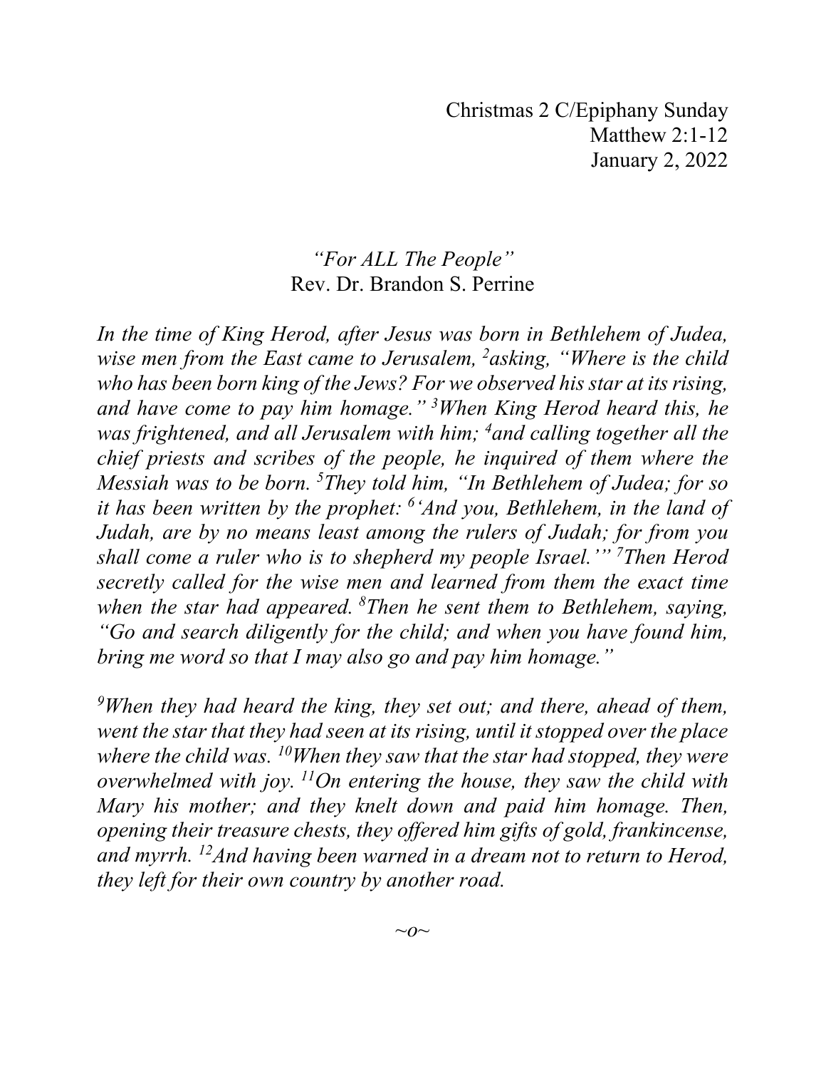Christmas 2 C/Epiphany Sunday
Matthew 2:1-12
January 2, 2022

# *"For ALL The People"*

Rev. Dr. Brandon S. Perrine

*In the time of King Herod, after Jesus was born in Bethlehem of Judea, wise men from the East came to Jerusalem, [2]asking, "Where is the child who has been born king of the Jews? For we observed his star at its rising, and have come to pay him homage." [3]When King Herod heard this, he was frightened, and all Jerusalem with him; [4]and calling together all the chief priests and scribes of the people, he inquired of them where the Messiah was to be born. [5]They told him, "In Bethlehem of Judea; for so it has been written by the prophet: [6]'And you, Bethlehem, in the land of Judah, are by no means least among the rulers of Judah; for from you shall come a ruler who is to shepherd my people Israel.'" [7]Then Herod secretly called for the wise men and learned from them the exact time when the star had appeared. [8]Then he sent them to Bethlehem, saying, "Go and search diligently for the child; and when you have found him, bring me word so that I may also go and pay him homage."*

*[9]When they had heard the king, they set out; and there, ahead of them, went the star that they had seen at its rising, until it stopped over the place where the child was. [10]When they saw that the star had stopped, they were overwhelmed with joy. [11]On entering the house, they saw the child with Mary his mother; and they knelt down and paid him homage. Then, opening their treasure chests, they offered him gifts of gold, frankincense, and myrrh. [12]And having been warned in a dream not to return to Herod, they left for their own country by another road.*

*~o~*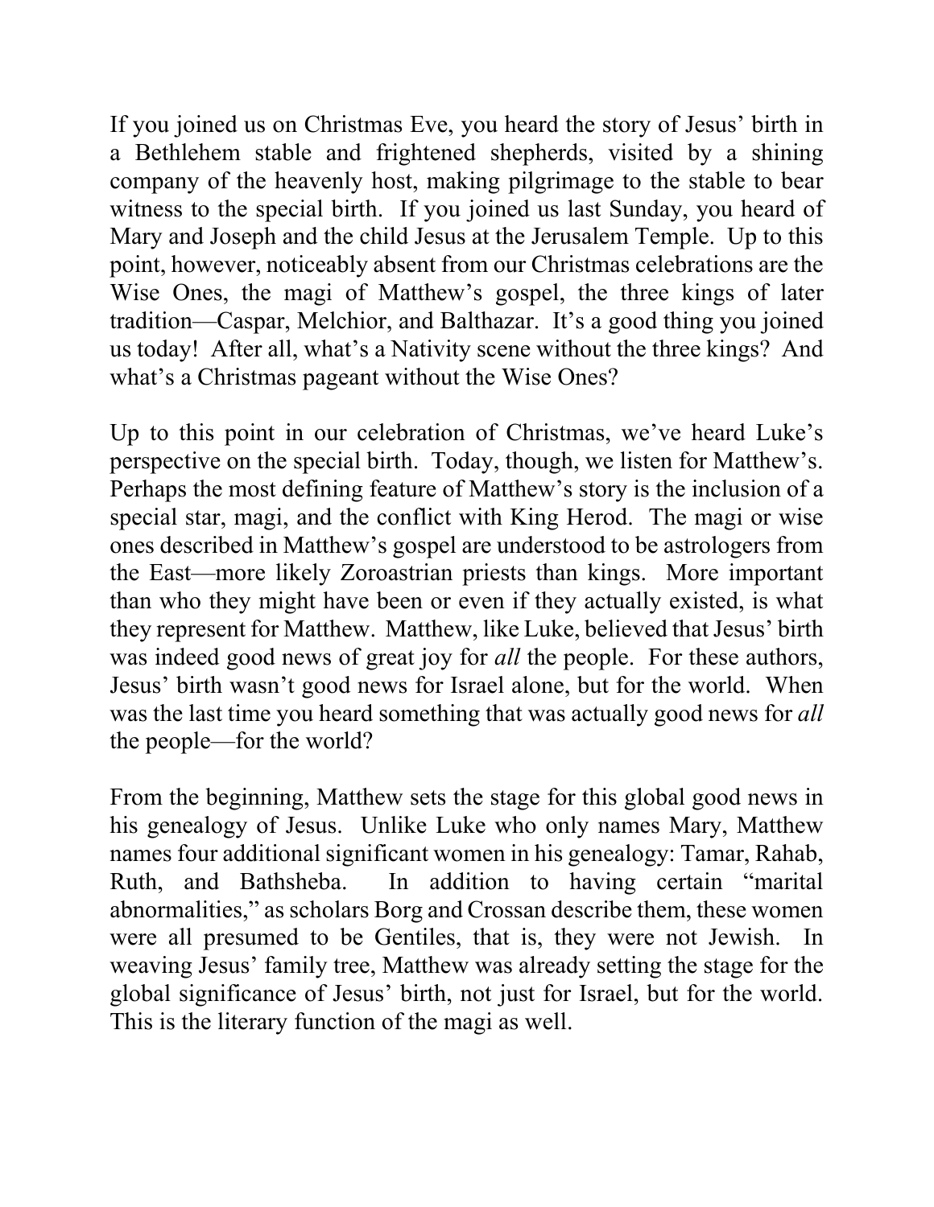If you joined us on Christmas Eve, you heard the story of Jesus' birth in a Bethlehem stable and frightened shepherds, visited by a shining company of the heavenly host, making pilgrimage to the stable to bear witness to the special birth. If you joined us last Sunday, you heard of Mary and Joseph and the child Jesus at the Jerusalem Temple. Up to this point, however, noticeably absent from our Christmas celebrations are the Wise Ones, the magi of Matthew's gospel, the three kings of later tradition—Caspar, Melchior, and Balthazar. It's a good thing you joined us today! After all, what's a Nativity scene without the three kings? And what's a Christmas pageant without the Wise Ones?

Up to this point in our celebration of Christmas, we've heard Luke's perspective on the special birth. Today, though, we listen for Matthew's. Perhaps the most defining feature of Matthew's story is the inclusion of a special star, magi, and the conflict with King Herod. The magi or wise ones described in Matthew's gospel are understood to be astrologers from the East—more likely Zoroastrian priests than kings. More important than who they might have been or even if they actually existed, is what they represent for Matthew. Matthew, like Luke, believed that Jesus' birth was indeed good news of great joy for *all* the people. For these authors, Jesus' birth wasn't good news for Israel alone, but for the world. When was the last time you heard something that was actually good news for *all* the people—for the world?

From the beginning, Matthew sets the stage for this global good news in his genealogy of Jesus. Unlike Luke who only names Mary, Matthew names four additional significant women in his genealogy: Tamar, Rahab, Ruth, and Bathsheba. In addition to having certain "marital abnormalities," as scholars Borg and Crossan describe them, these women were all presumed to be Gentiles, that is, they were not Jewish. In weaving Jesus' family tree, Matthew was already setting the stage for the global significance of Jesus' birth, not just for Israel, but for the world. This is the literary function of the magi as well.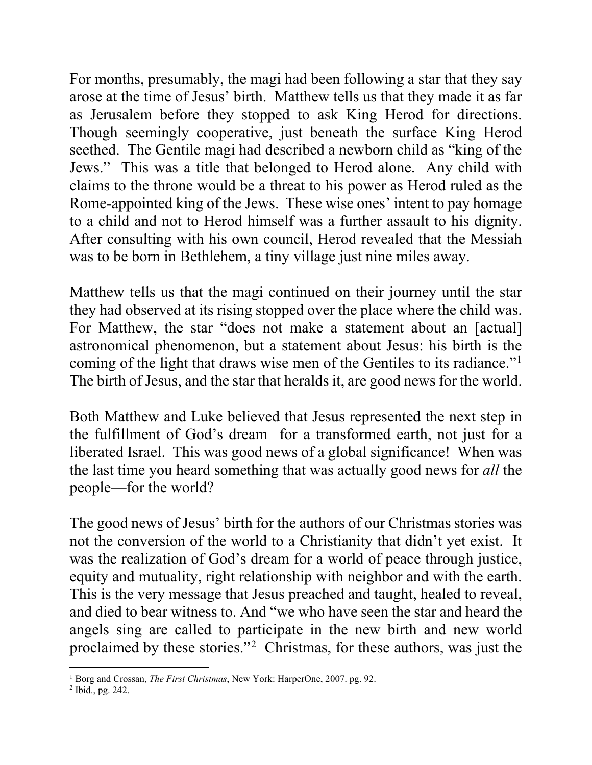For months, presumably, the magi had been following a star that they say arose at the time of Jesus' birth. Matthew tells us that they made it as far as Jerusalem before they stopped to ask King Herod for directions. Though seemingly cooperative, just beneath the surface King Herod seethed. The Gentile magi had described a newborn child as "king of the Jews." This was a title that belonged to Herod alone. Any child with claims to the throne would be a threat to his power as Herod ruled as the Rome-appointed king of the Jews. These wise ones' intent to pay homage to a child and not to Herod himself was a further assault to his dignity. After consulting with his own council, Herod revealed that the Messiah was to be born in Bethlehem, a tiny village just nine miles away.

Matthew tells us that the magi continued on their journey until the star they had observed at its rising stopped over the place where the child was. For Matthew, the star "does not make a statement about an [actual] astronomical phenomenon, but a statement about Jesus: his birth is the coming of the light that draws wise men of the Gentiles to its radiance."[1] The birth of Jesus, and the star that heralds it, are good news for the world.

Both Matthew and Luke believed that Jesus represented the next step in the fulfillment of God's dream for a transformed earth, not just for a liberated Israel. This was good news of a global significance! When was the last time you heard something that was actually good news for *all* the people—for the world?

The good news of Jesus' birth for the authors of our Christmas stories was not the conversion of the world to a Christianity that didn't yet exist. It was the realization of God's dream for a world of peace through justice, equity and mutuality, right relationship with neighbor and with the earth. This is the very message that Jesus preached and taught, healed to reveal, and died to bear witness to. And "we who have seen the star and heard the angels sing are called to participate in the new birth and new world proclaimed by these stories."[2] Christmas, for these authors, was just the

---

[1] Borg and Crossan, *The First Christmas*, New York: HarperOne, 2007. pg. 92.

[2] Ibid., pg. 242.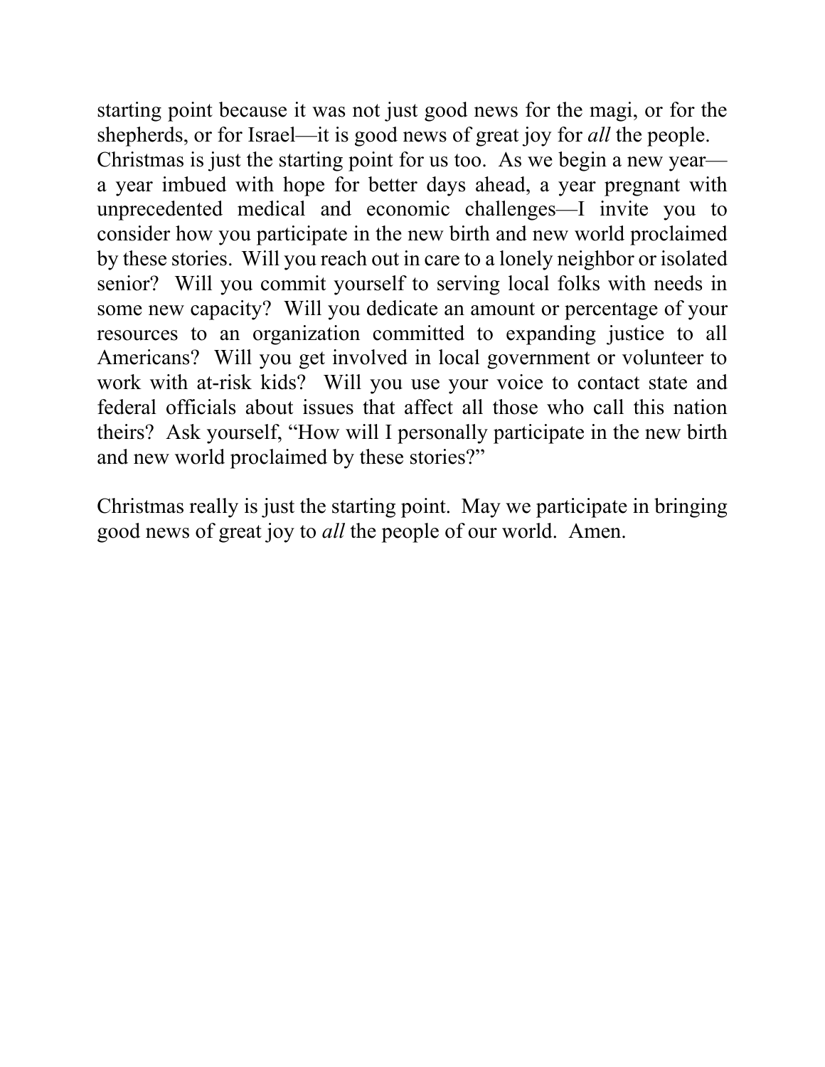starting point because it was not just good news for the magi, or for the shepherds, or for Israel—it is good news of great joy for *all* the people. Christmas is just the starting point for us too. As we begin a new year—a year imbued with hope for better days ahead, a year pregnant with unprecedented medical and economic challenges—I invite you to consider how you participate in the new birth and new world proclaimed by these stories. Will you reach out in care to a lonely neighbor or isolated senior? Will you commit yourself to serving local folks with needs in some new capacity? Will you dedicate an amount or percentage of your resources to an organization committed to expanding justice to all Americans? Will you get involved in local government or volunteer to work with at-risk kids? Will you use your voice to contact state and federal officials about issues that affect all those who call this nation theirs? Ask yourself, "How will I personally participate in the new birth and new world proclaimed by these stories?"

Christmas really is just the starting point. May we participate in bringing good news of great joy to *all* the people of our world. Amen.